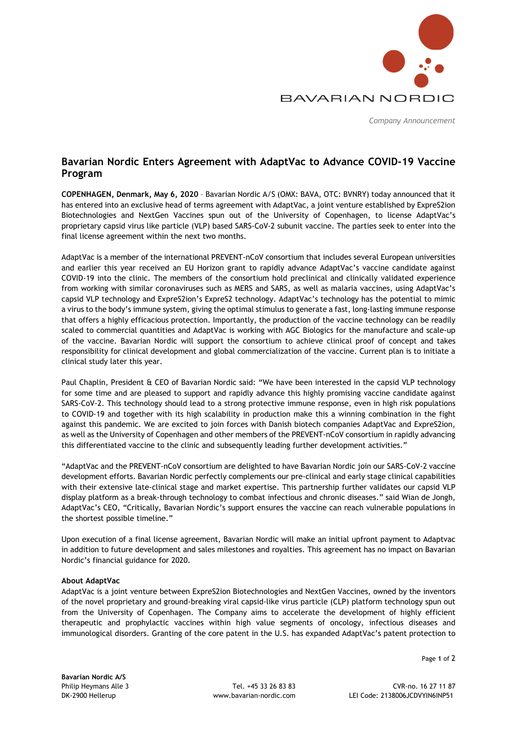*Company Announcement*

# Bavarian Nordic Enters Agreement with AdaptVac to Advance COVID-19 Vaccine Program

**COPENHAGEN, Denmark, May 6, 2020** – Bavarian Nordic A/S (OMX: BAVA, OTC: BVNRY) today announced that it has entered into an exclusive head of terms agreement with AdaptVac, a joint venture established by ExpreS2ion Biotechnologies and NextGen Vaccines spun out of the University of Copenhagen, to license AdaptVac's proprietary capsid virus like particle (VLP) based SARS-CoV-2 subunit vaccine. The parties seek to enter into the final license agreement within the next two months.

AdaptVac is a member of the international PREVENT-nCoV consortium that includes several European universities and earlier this year received an EU Horizon grant to rapidly advance AdaptVac's vaccine candidate against COVID-19 into the clinic. The members of the consortium hold preclinical and clinically validated experience from working with similar coronaviruses such as MERS and SARS, as well as malaria vaccines, using AdaptVac's capsid VLP technology and ExpreS2ion's ExpreS2 technology. AdaptVac's technology has the potential to mimic a virus to the body's immune system, giving the optimal stimulus to generate a fast, long-lasting immune response that offers a highly efficacious protection. Importantly, the production of the vaccine technology can be readily scaled to commercial quantities and AdaptVac is working with AGC Biologics for the manufacture and scale-up of the vaccine. Bavarian Nordic will support the consortium to achieve clinical proof of concept and takes responsibility for clinical development and global commercialization of the vaccine. Current plan is to initiate a clinical study later this year.

Paul Chaplin, President & CEO of Bavarian Nordic said: "We have been interested in the capsid VLP technology for some time and are pleased to support and rapidly advance this highly promising vaccine candidate against SARS-CoV-2. This technology should lead to a strong protective immune response, even in high risk populations to COVID-19 and together with its high scalability in production make this a winning combination in the fight against this pandemic. We are excited to join forces with Danish biotech companies AdaptVac and ExpreS2ion, as well as the University of Copenhagen and other members of the PREVENT-nCoV consortium in rapidly advancing this differentiated vaccine to the clinic and subsequently leading further development activities."

"AdaptVac and the PREVENT-nCoV consortium are delighted to have Bavarian Nordic join our SARS-CoV-2 vaccine development efforts. Bavarian Nordic perfectly complements our pre-clinical and early stage clinical capabilities with their extensive late-clinical stage and market expertise. This partnership further validates our capsid VLP display platform as a break-through technology to combat infectious and chronic diseases." said Wian de Jongh, AdaptVac's CEO, "Critically, Bavarian Nordic's support ensures the vaccine can reach vulnerable populations in the shortest possible timeline."

Upon execution of a final license agreement, Bavarian Nordic will make an initial upfront payment to Adaptvac in addition to future development and sales milestones and royalties. This agreement has no impact on Bavarian Nordic's financial guidance for 2020.

**About AdaptVac**

AdaptVac is a joint venture between ExpreS2ion Biotechnologies and NextGen Vaccines, owned by the inventors of the novel proprietary and ground-breaking viral capsid-like virus particle (CLP) platform technology spun out from the University of Copenhagen. The Company aims to accelerate the development of highly efficient therapeutic and prophylactic vaccines within high value segments of oncology, infectious diseases and immunological disorders. Granting of the core patent in the U.S. has expanded AdaptVac's patent protection to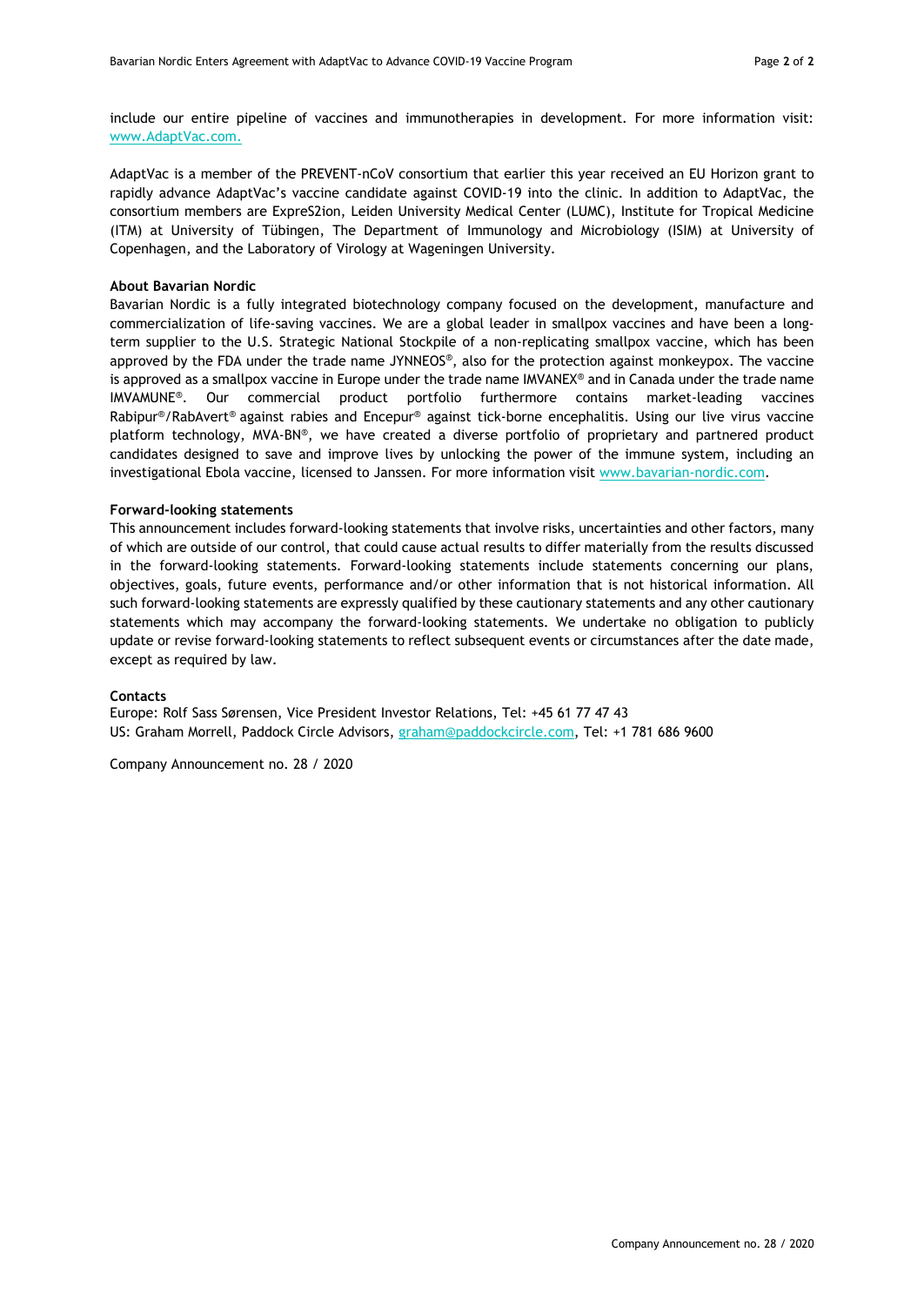include our entire pipeline of vaccines and immunotherapies in development. For more information visit: www.AdaptVac.com.

AdaptVac is a member of the PREVENT-nCoV consortium that earlier this year received an EU Horizon grant to rapidly advance AdaptVac's vaccine candidate against COVID-19 into the clinic. In addition to AdaptVac, the consortium members are ExpreS2ion, Leiden University Medical Center (LUMC), Institute for Tropical Medicine (ITM) at University of Tübingen, The Department of Immunology and Microbiology (ISIM) at University of Copenhagen, and the Laboratory of Virology at Wageningen University.

**About Bavarian Nordic**
Bavarian Nordic is a fully integrated biotechnology company focused on the development, manufacture and commercialization of life-saving vaccines. We are a global leader in smallpox vaccines and have been a long-term supplier to the U.S. Strategic National Stockpile of a non-replicating smallpox vaccine, which has been approved by the FDA under the trade name JYNNEOS®, also for the protection against monkeypox. The vaccine is approved as a smallpox vaccine in Europe under the trade name IMVANEX® and in Canada under the trade name IMVAMUNE®. Our commercial product portfolio furthermore contains market-leading vaccines Rabipur®/RabAvert® against rabies and Encepur® against tick-borne encephalitis. Using our live virus vaccine platform technology, MVA-BN®, we have created a diverse portfolio of proprietary and partnered product candidates designed to save and improve lives by unlocking the power of the immune system, including an investigational Ebola vaccine, licensed to Janssen. For more information visit www.bavarian-nordic.com.

**Forward-looking statements**
This announcement includes forward-looking statements that involve risks, uncertainties and other factors, many of which are outside of our control, that could cause actual results to differ materially from the results discussed in the forward-looking statements. Forward-looking statements include statements concerning our plans, objectives, goals, future events, performance and/or other information that is not historical information. All such forward-looking statements are expressly qualified by these cautionary statements and any other cautionary statements which may accompany the forward-looking statements. We undertake no obligation to publicly update or revise forward-looking statements to reflect subsequent events or circumstances after the date made, except as required by law.

**Contacts**
Europe: Rolf Sass Sørensen, Vice President Investor Relations, Tel: +45 61 77 47 43
US: Graham Morrell, Paddock Circle Advisors, graham@paddockcircle.com, Tel: +1 781 686 9600

Company Announcement no. 28 / 2020